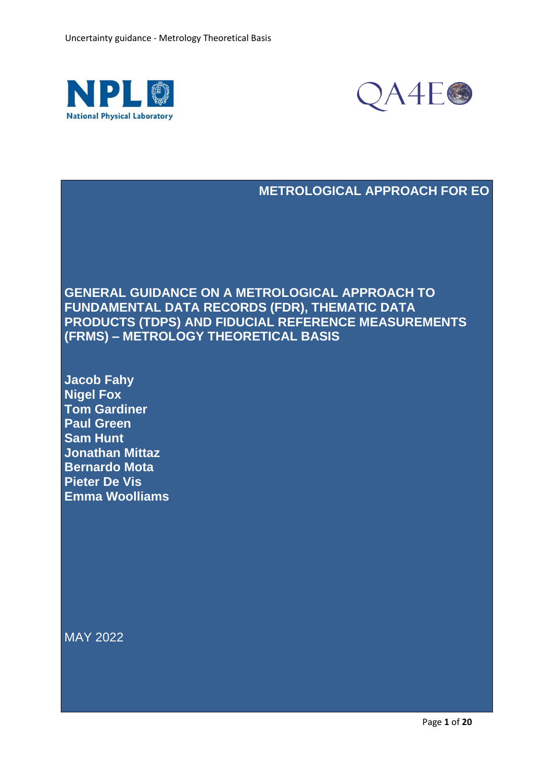NPL National Physical Laboratory

QA4EO

## METROLOGICAL APPROACH FOR EO

# GENERAL GUIDANCE ON A METROLOGICAL APPROACH TO FUNDAMENTAL DATA RECORDS (FDR), THEMATIC DATA PRODUCTS (TDPS) AND FIDUCIAL REFERENCE MEASUREMENTS (FRMS) – METROLOGY THEORETICAL BASIS

**Jacob Fahy**
**Nigel Fox**
**Tom Gardiner**
**Paul Green**
**Sam Hunt**
**Jonathan Mittaz**
**Bernardo Mota**
**Pieter De Vis**
**Emma Woolliams**

MAY 2022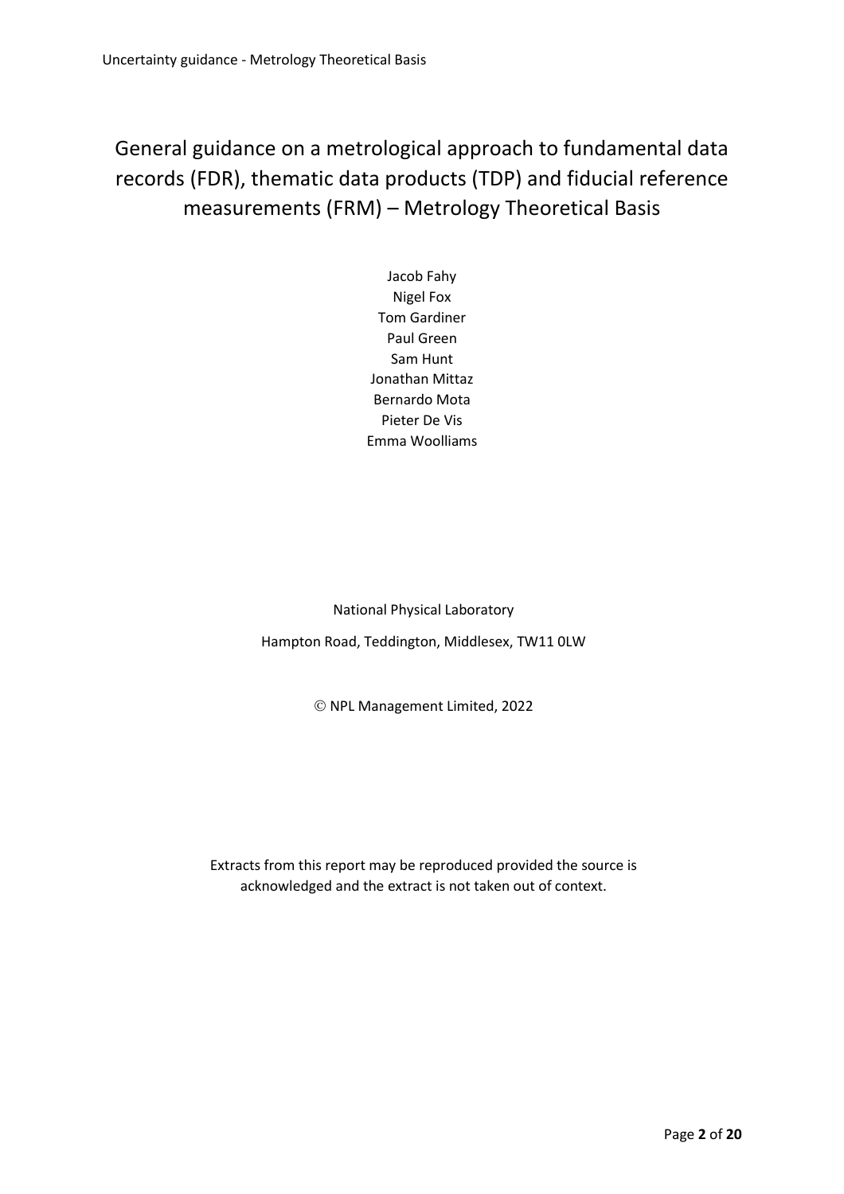# General guidance on a metrological approach to fundamental data records (FDR), thematic data products (TDP) and fiducial reference measurements (FRM) – Metrology Theoretical Basis

Jacob Fahy
Nigel Fox
Tom Gardiner
Paul Green
Sam Hunt
Jonathan Mittaz
Bernardo Mota
Pieter De Vis
Emma Woolliams

National Physical Laboratory

Hampton Road, Teddington, Middlesex, TW11 0LW

© NPL Management Limited, 2022

Extracts from this report may be reproduced provided the source is acknowledged and the extract is not taken out of context.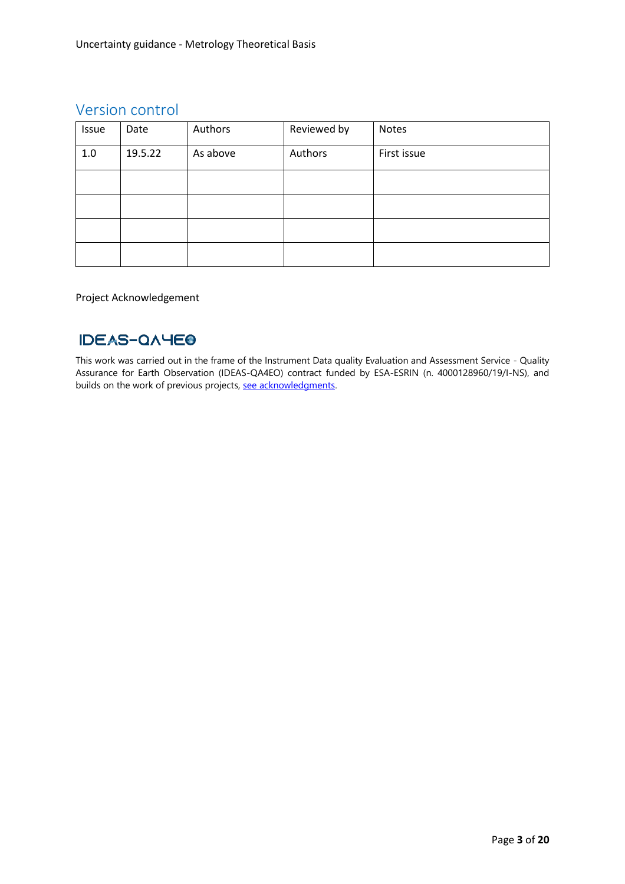## Version control

| Issue | Date | Authors | Reviewed by | Notes |
| --- | --- | --- | --- | --- |
| 1.0 | 19.5.22 | As above | Authors | First issue |
| | | | | |
| | | | | |
| | | | | |
| | | | | |

Project Acknowledgement

IDEAS-QA4EO

This work was carried out in the frame of the Instrument Data quality Evaluation and Assessment Service - Quality Assurance for Earth Observation (IDEAS-QA4EO) contract funded by ESA-ESRIN (n. 4000128960/19/I-NS), and builds on the work of previous projects, see acknowledgments.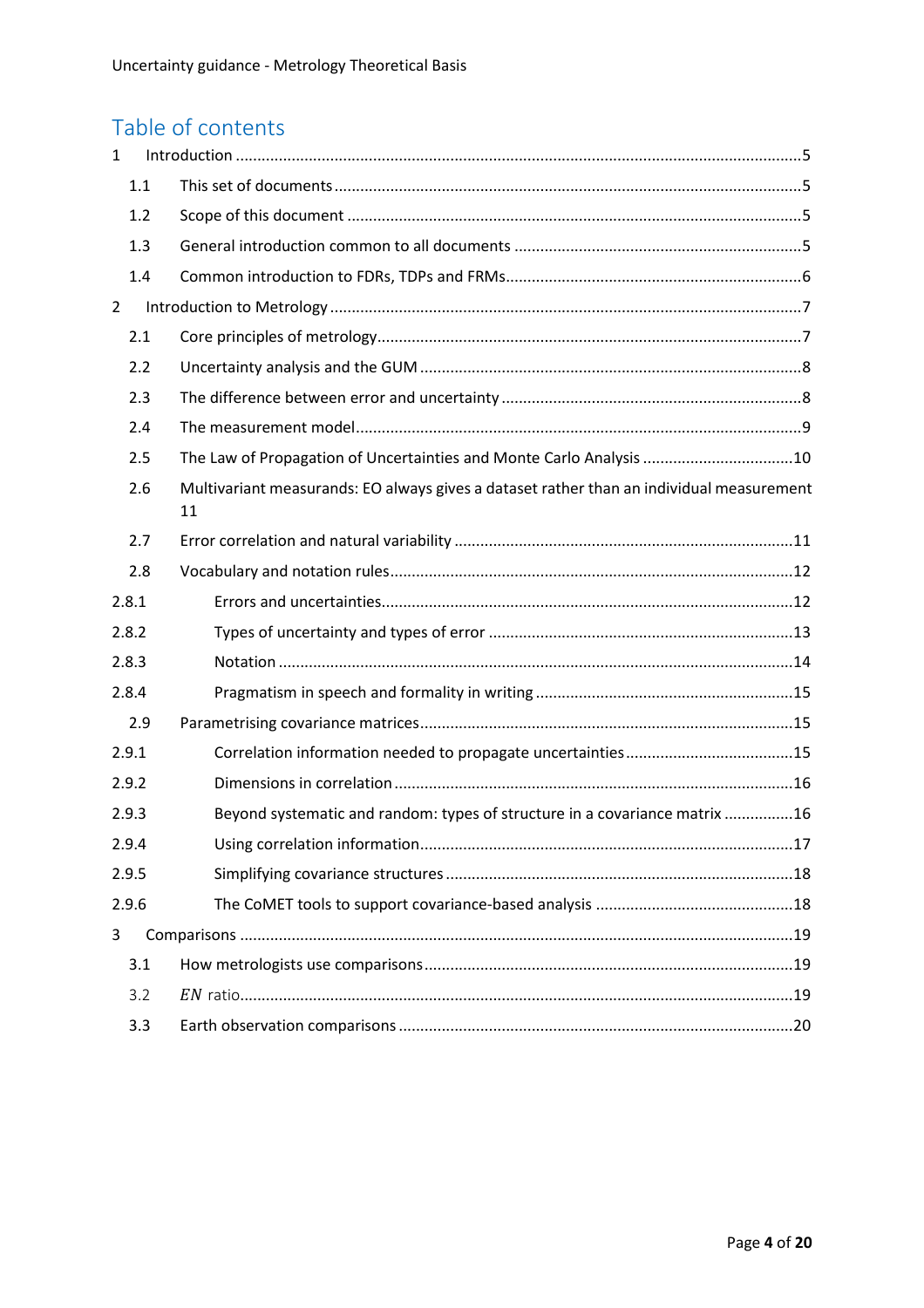# Table of contents

1 Introduction ..................................................................................................................................5

1.1 This set of documents ...........................................................................................................5

1.2 Scope of this document ........................................................................................................5

1.3 General introduction common to all documents ..................................................................5

1.4 Common introduction to FDRs, TDPs and FRMs....................................................................6

2 Introduction to Metrology ............................................................................................................7

2.1 Core principles of metrology..................................................................................................7

2.2 Uncertainty analysis and the GUM ........................................................................................8

2.3 The difference between error and uncertainty .....................................................................8

2.4 The measurement model......................................................................................................9

2.5 The Law of Propagation of Uncertainties and Monte Carlo Analysis ..................................10

2.6 Multivariant measurands: EO always gives a dataset rather than an individual measurement 11

2.7 Error correlation and natural variability ..............................................................................11

2.8 Vocabulary and notation rules............................................................................................12

2.8.1 Errors and uncertainties...............................................................................................12

2.8.2 Types of uncertainty and types of error ......................................................................13

2.8.3 Notation ......................................................................................................................14

2.8.4 Pragmatism in speech and formality in writing ...........................................................15

2.9 Parametrising covariance matrices......................................................................................15

2.9.1 Correlation information needed to propagate uncertainties.......................................15

2.9.2 Dimensions in correlation ...........................................................................................16

2.9.3 Beyond systematic and random: types of structure in a covariance matrix ................16

2.9.4 Using correlation information......................................................................................17

2.9.5 Simplifying covariance structures ................................................................................18

2.9.6 The CoMET tools to support covariance-based analysis .............................................18

3 Comparisons ...............................................................................................................................19

3.1 How metrologists use comparisons.....................................................................................19

3.2 $EN$ ratio..............................................................................................................................19

3.3 Earth observation comparisons ..........................................................................................20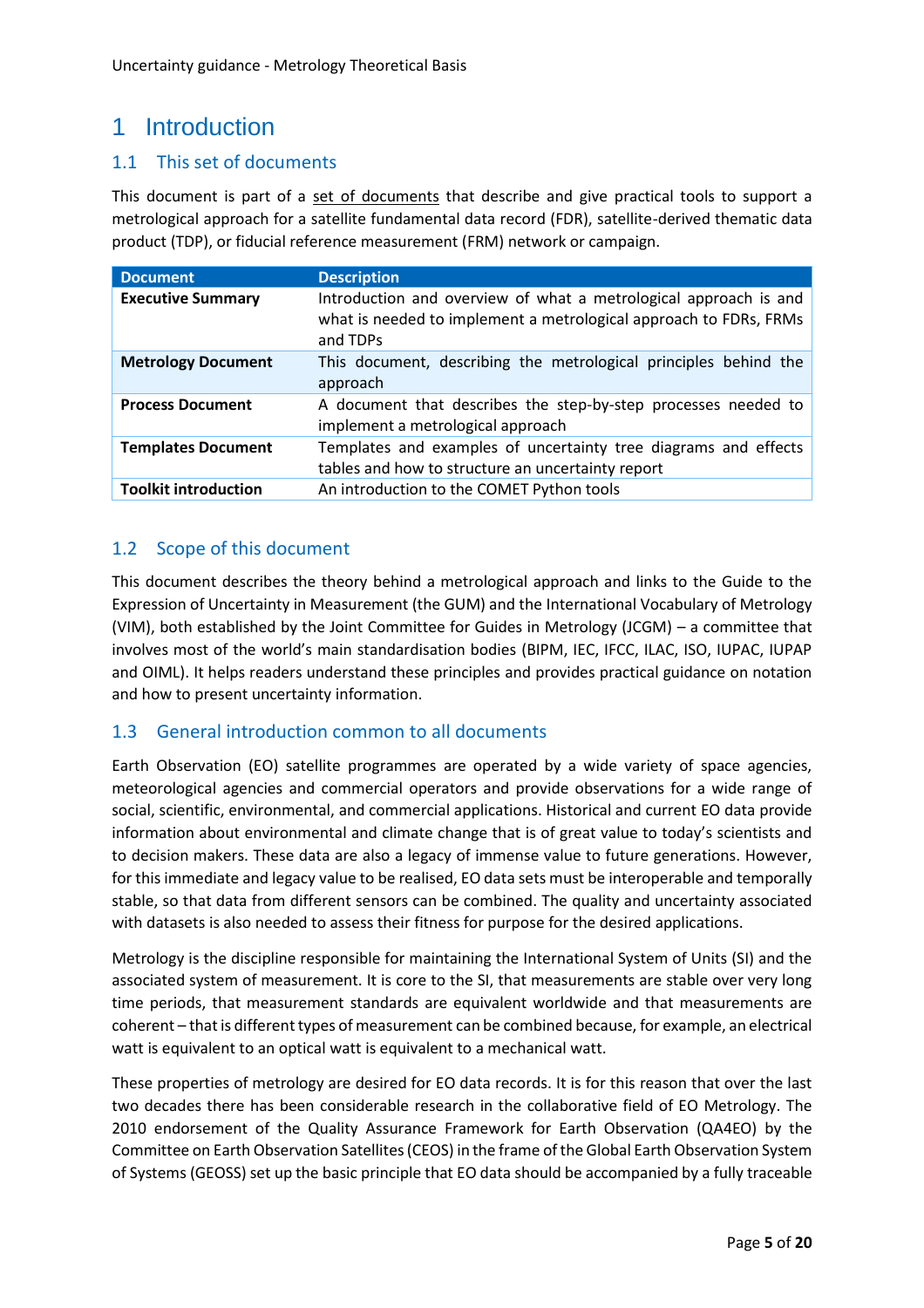# 1 Introduction

## 1.1 This set of documents

This document is part of a set of documents that describe and give practical tools to support a metrological approach for a satellite fundamental data record (FDR), satellite-derived thematic data product (TDP), or fiducial reference measurement (FRM) network or campaign.

| Document | Description |
|---|---|
| **Executive Summary** | Introduction and overview of what a metrological approach is and what is needed to implement a metrological approach to FDRs, FRMs and TDPs |
| **Metrology Document** | This document, describing the metrological principles behind the approach |
| **Process Document** | A document that describes the step-by-step processes needed to implement a metrological approach |
| **Templates Document** | Templates and examples of uncertainty tree diagrams and effects tables and how to structure an uncertainty report |
| **Toolkit introduction** | An introduction to the COMET Python tools |

## 1.2 Scope of this document

This document describes the theory behind a metrological approach and links to the Guide to the Expression of Uncertainty in Measurement (the GUM) and the International Vocabulary of Metrology (VIM), both established by the Joint Committee for Guides in Metrology (JCGM) – a committee that involves most of the world's main standardisation bodies (BIPM, IEC, IFCC, ILAC, ISO, IUPAC, IUPAP and OIML). It helps readers understand these principles and provides practical guidance on notation and how to present uncertainty information.

## 1.3 General introduction common to all documents

Earth Observation (EO) satellite programmes are operated by a wide variety of space agencies, meteorological agencies and commercial operators and provide observations for a wide range of social, scientific, environmental, and commercial applications. Historical and current EO data provide information about environmental and climate change that is of great value to today's scientists and to decision makers. These data are also a legacy of immense value to future generations. However, for this immediate and legacy value to be realised, EO data sets must be interoperable and temporally stable, so that data from different sensors can be combined. The quality and uncertainty associated with datasets is also needed to assess their fitness for purpose for the desired applications.

Metrology is the discipline responsible for maintaining the International System of Units (SI) and the associated system of measurement. It is core to the SI, that measurements are stable over very long time periods, that measurement standards are equivalent worldwide and that measurements are coherent – that is different types of measurement can be combined because, for example, an electrical watt is equivalent to an optical watt is equivalent to a mechanical watt.

These properties of metrology are desired for EO data records. It is for this reason that over the last two decades there has been considerable research in the collaborative field of EO Metrology. The 2010 endorsement of the Quality Assurance Framework for Earth Observation (QA4EO) by the Committee on Earth Observation Satellites (CEOS) in the frame of the Global Earth Observation System of Systems (GEOSS) set up the basic principle that EO data should be accompanied by a fully traceable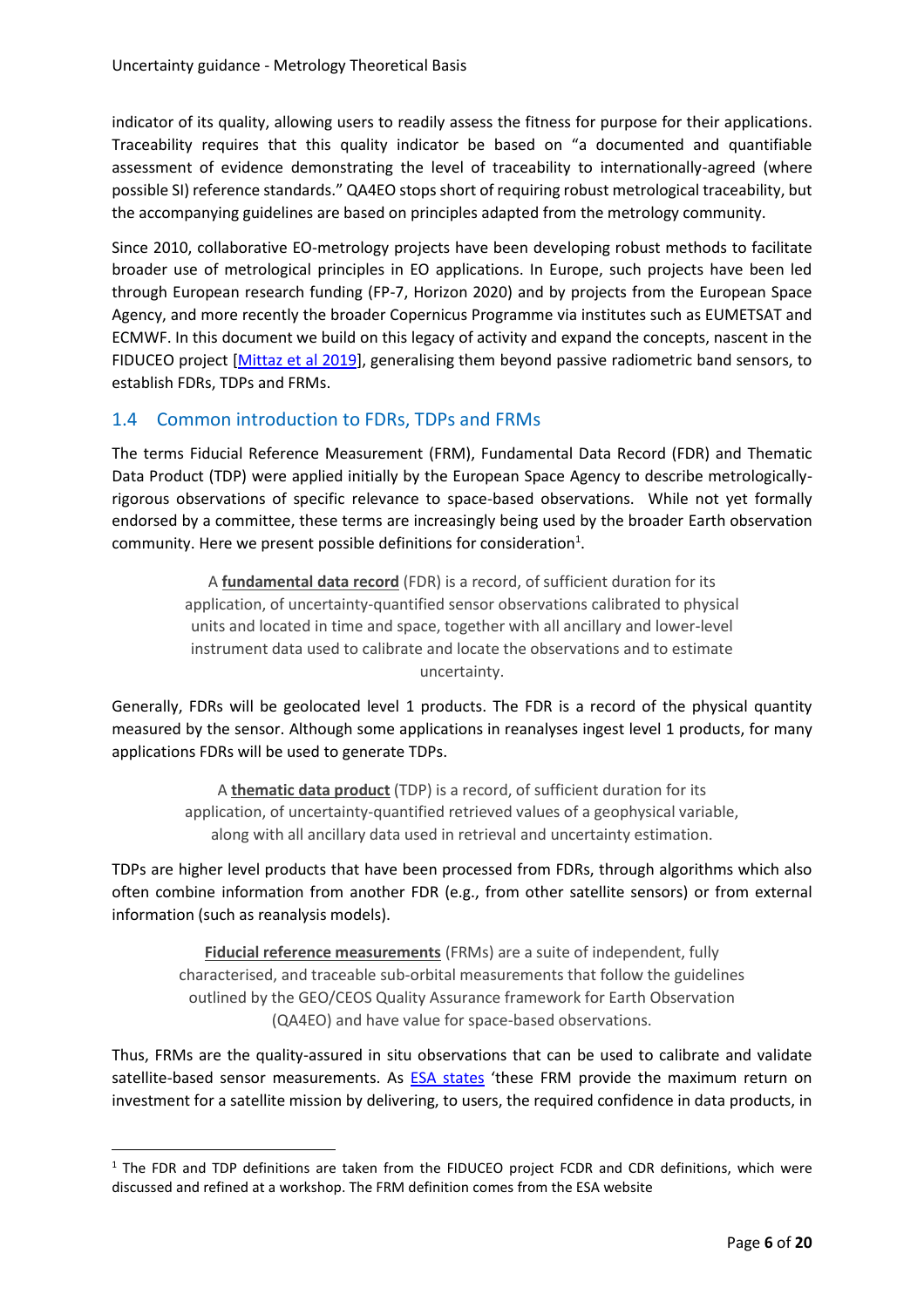indicator of its quality, allowing users to readily assess the fitness for purpose for their applications. Traceability requires that this quality indicator be based on "a documented and quantifiable assessment of evidence demonstrating the level of traceability to internationally-agreed (where possible SI) reference standards." QA4EO stops short of requiring robust metrological traceability, but the accompanying guidelines are based on principles adapted from the metrology community.

Since 2010, collaborative EO-metrology projects have been developing robust methods to facilitate broader use of metrological principles in EO applications. In Europe, such projects have been led through European research funding (FP-7, Horizon 2020) and by projects from the European Space Agency, and more recently the broader Copernicus Programme via institutes such as EUMETSAT and ECMWF. In this document we build on this legacy of activity and expand the concepts, nascent in the FIDUCEO project [Mittaz et al 2019], generalising them beyond passive radiometric band sensors, to establish FDRs, TDPs and FRMs.

## 1.4 Common introduction to FDRs, TDPs and FRMs

The terms Fiducial Reference Measurement (FRM), Fundamental Data Record (FDR) and Thematic Data Product (TDP) were applied initially by the European Space Agency to describe metrologically-rigorous observations of specific relevance to space-based observations. While not yet formally endorsed by a committee, these terms are increasingly being used by the broader Earth observation community. Here we present possible definitions for consideration[1].

> A **fundamental data record** (FDR) is a record, of sufficient duration for its application, of uncertainty-quantified sensor observations calibrated to physical units and located in time and space, together with all ancillary and lower-level instrument data used to calibrate and locate the observations and to estimate uncertainty.

Generally, FDRs will be geolocated level 1 products. The FDR is a record of the physical quantity measured by the sensor. Although some applications in reanalyses ingest level 1 products, for many applications FDRs will be used to generate TDPs.

> A **thematic data product** (TDP) is a record, of sufficient duration for its application, of uncertainty-quantified retrieved values of a geophysical variable, along with all ancillary data used in retrieval and uncertainty estimation.

TDPs are higher level products that have been processed from FDRs, through algorithms which also often combine information from another FDR (e.g., from other satellite sensors) or from external information (such as reanalysis models).

> **Fiducial reference measurements** (FRMs) are a suite of independent, fully characterised, and traceable sub-orbital measurements that follow the guidelines outlined by the GEO/CEOS Quality Assurance framework for Earth Observation (QA4EO) and have value for space-based observations.

Thus, FRMs are the quality-assured in situ observations that can be used to calibrate and validate satellite-based sensor measurements. As ESA states 'these FRM provide the maximum return on investment for a satellite mission by delivering, to users, the required confidence in data products, in

[1] The FDR and TDP definitions are taken from the FIDUCEO project FCDR and CDR definitions, which were discussed and refined at a workshop. The FRM definition comes from the ESA website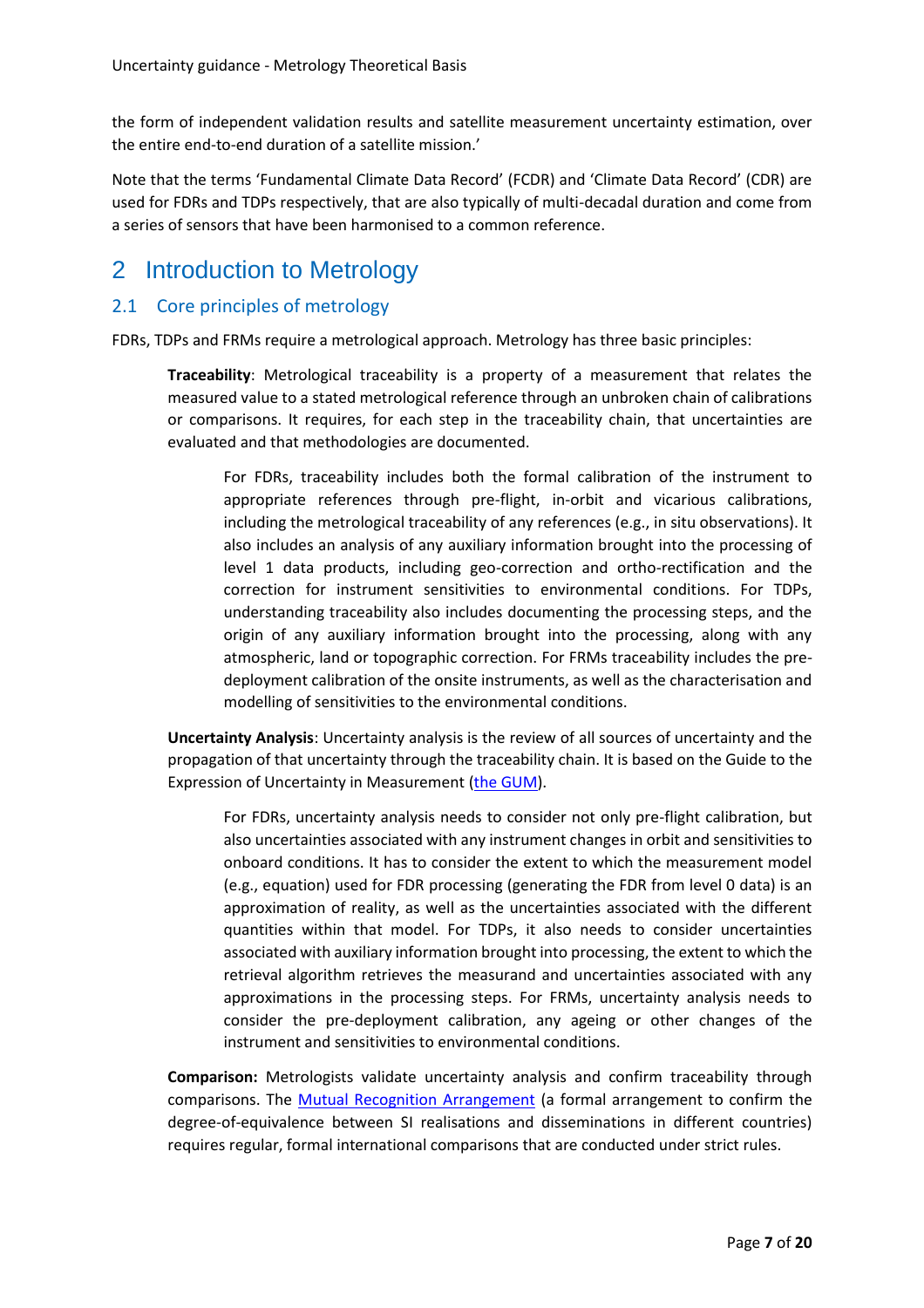the form of independent validation results and satellite measurement uncertainty estimation, over the entire end-to-end duration of a satellite mission.'

Note that the terms 'Fundamental Climate Data Record' (FCDR) and 'Climate Data Record' (CDR) are used for FDRs and TDPs respectively, that are also typically of multi-decadal duration and come from a series of sensors that have been harmonised to a common reference.

# 2 Introduction to Metrology

## 2.1 Core principles of metrology

FDRs, TDPs and FRMs require a metrological approach. Metrology has three basic principles:

> **Traceability**: Metrological traceability is a property of a measurement that relates the measured value to a stated metrological reference through an unbroken chain of calibrations or comparisons. It requires, for each step in the traceability chain, that uncertainties are evaluated and that methodologies are documented.
>
>> For FDRs, traceability includes both the formal calibration of the instrument to appropriate references through pre-flight, in-orbit and vicarious calibrations, including the metrological traceability of any references (e.g., in situ observations). It also includes an analysis of any auxiliary information brought into the processing of level 1 data products, including geo-correction and ortho-rectification and the correction for instrument sensitivities to environmental conditions. For TDPs, understanding traceability also includes documenting the processing steps, and the origin of any auxiliary information brought into the processing, along with any atmospheric, land or topographic correction. For FRMs traceability includes the pre-deployment calibration of the onsite instruments, as well as the characterisation and modelling of sensitivities to the environmental conditions.
>
> **Uncertainty Analysis**: Uncertainty analysis is the review of all sources of uncertainty and the propagation of that uncertainty through the traceability chain. It is based on the Guide to the Expression of Uncertainty in Measurement (the GUM).
>
>> For FDRs, uncertainty analysis needs to consider not only pre-flight calibration, but also uncertainties associated with any instrument changes in orbit and sensitivities to onboard conditions. It has to consider the extent to which the measurement model (e.g., equation) used for FDR processing (generating the FDR from level 0 data) is an approximation of reality, as well as the uncertainties associated with the different quantities within that model. For TDPs, it also needs to consider uncertainties associated with auxiliary information brought into processing, the extent to which the retrieval algorithm retrieves the measurand and uncertainties associated with any approximations in the processing steps. For FRMs, uncertainty analysis needs to consider the pre-deployment calibration, any ageing or other changes of the instrument and sensitivities to environmental conditions.
>
> **Comparison:** Metrologists validate uncertainty analysis and confirm traceability through comparisons. The Mutual Recognition Arrangement (a formal arrangement to confirm the degree-of-equivalence between SI realisations and disseminations in different countries) requires regular, formal international comparisons that are conducted under strict rules.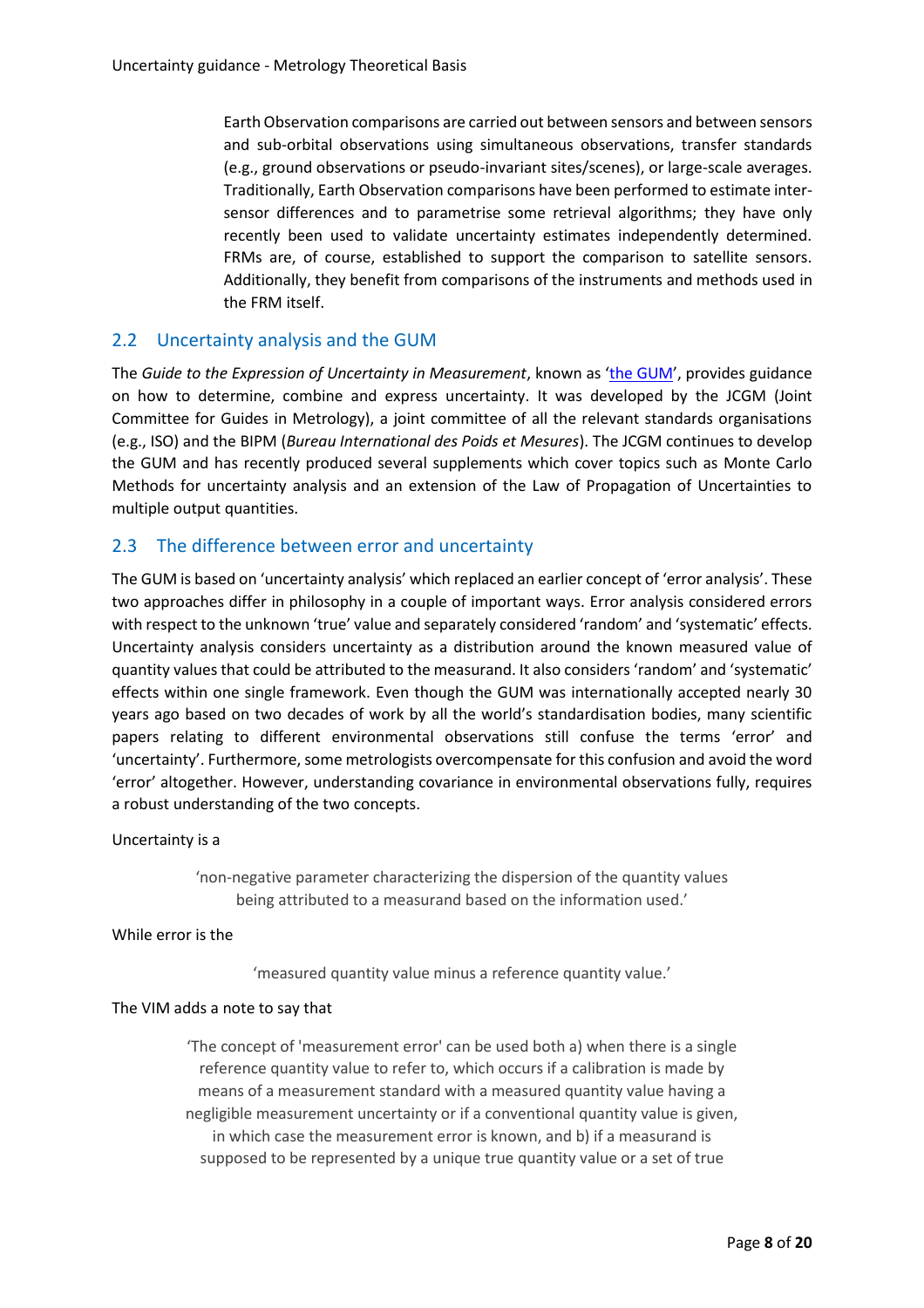Earth Observation comparisons are carried out between sensors and between sensors and sub-orbital observations using simultaneous observations, transfer standards (e.g., ground observations or pseudo-invariant sites/scenes), or large-scale averages. Traditionally, Earth Observation comparisons have been performed to estimate inter-sensor differences and to parametrise some retrieval algorithms; they have only recently been used to validate uncertainty estimates independently determined. FRMs are, of course, established to support the comparison to satellite sensors. Additionally, they benefit from comparisons of the instruments and methods used in the FRM itself.

## 2.2 Uncertainty analysis and the GUM

The *Guide to the Expression of Uncertainty in Measurement*, known as 'the GUM', provides guidance on how to determine, combine and express uncertainty. It was developed by the JCGM (Joint Committee for Guides in Metrology), a joint committee of all the relevant standards organisations (e.g., ISO) and the BIPM (*Bureau International des Poids et Mesures*). The JCGM continues to develop the GUM and has recently produced several supplements which cover topics such as Monte Carlo Methods for uncertainty analysis and an extension of the Law of Propagation of Uncertainties to multiple output quantities.

## 2.3 The difference between error and uncertainty

The GUM is based on 'uncertainty analysis' which replaced an earlier concept of 'error analysis'. These two approaches differ in philosophy in a couple of important ways. Error analysis considered errors with respect to the unknown 'true' value and separately considered 'random' and 'systematic' effects. Uncertainty analysis considers uncertainty as a distribution around the known measured value of quantity values that could be attributed to the measurand. It also considers 'random' and 'systematic' effects within one single framework. Even though the GUM was internationally accepted nearly 30 years ago based on two decades of work by all the world's standardisation bodies, many scientific papers relating to different environmental observations still confuse the terms 'error' and 'uncertainty'. Furthermore, some metrologists overcompensate for this confusion and avoid the word 'error' altogether. However, understanding covariance in environmental observations fully, requires a robust understanding of the two concepts.

Uncertainty is a

> 'non-negative parameter characterizing the dispersion of the quantity values being attributed to a measurand based on the information used.'

While error is the

> 'measured quantity value minus a reference quantity value.'

The VIM adds a note to say that

> 'The concept of 'measurement error' can be used both a) when there is a single reference quantity value to refer to, which occurs if a calibration is made by means of a measurement standard with a measured quantity value having a negligible measurement uncertainty or if a conventional quantity value is given, in which case the measurement error is known, and b) if a measurand is supposed to be represented by a unique true quantity value or a set of true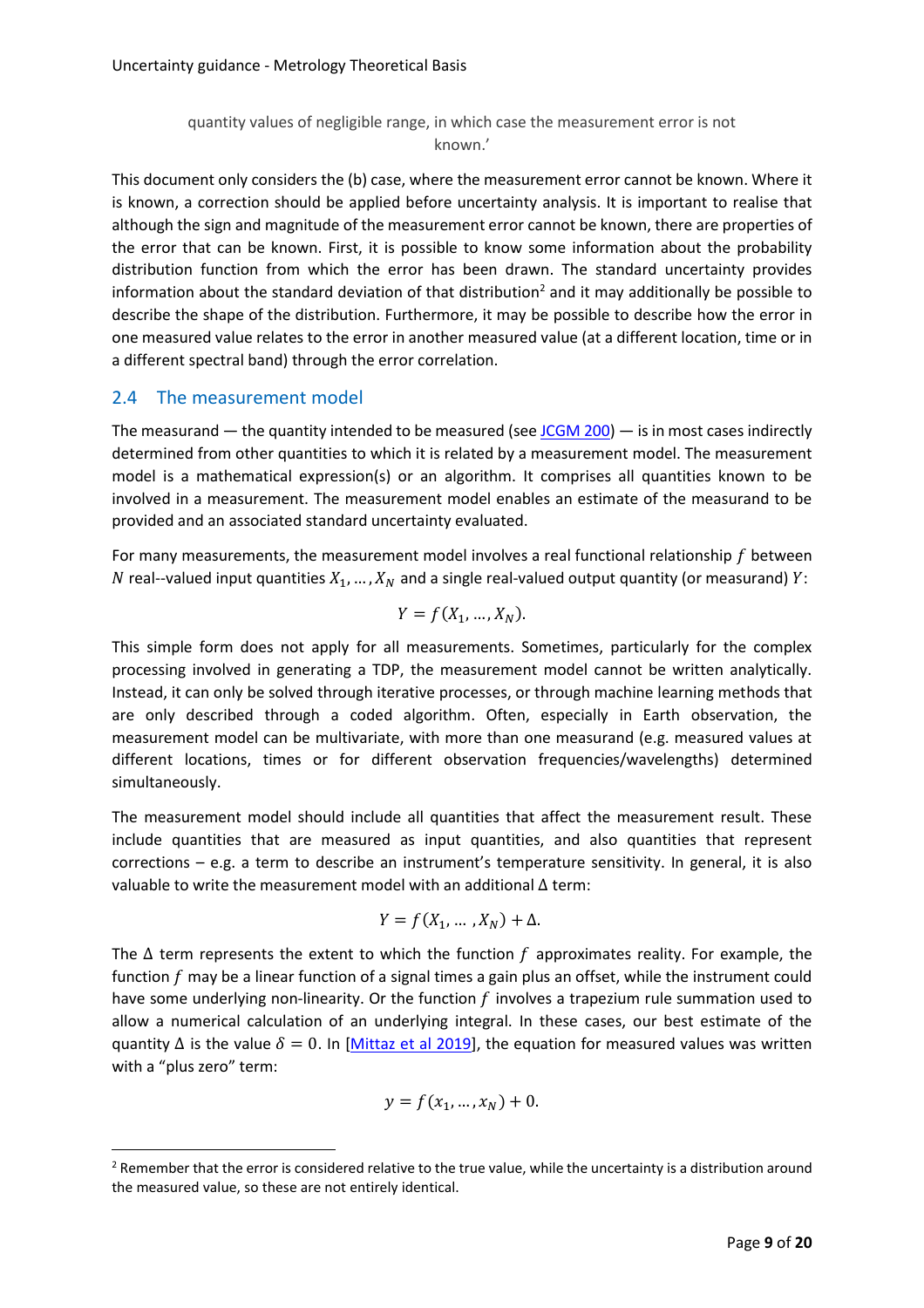quantity values of negligible range, in which case the measurement error is not known.'

This document only considers the (b) case, where the measurement error cannot be known. Where it is known, a correction should be applied before uncertainty analysis. It is important to realise that although the sign and magnitude of the measurement error cannot be known, there are properties of the error that can be known. First, it is possible to know some information about the probability distribution function from which the error has been drawn. The standard uncertainty provides information about the standard deviation of that distribution[2] and it may additionally be possible to describe the shape of the distribution. Furthermore, it may be possible to describe how the error in one measured value relates to the error in another measured value (at a different location, time or in a different spectral band) through the error correlation.

## 2.4 The measurement model

The measurand — the quantity intended to be measured (see JCGM 200) — is in most cases indirectly determined from other quantities to which it is related by a measurement model. The measurement model is a mathematical expression(s) or an algorithm. It comprises all quantities known to be involved in a measurement. The measurement model enables an estimate of the measurand to be provided and an associated standard uncertainty evaluated.

For many measurements, the measurement model involves a real functional relationship $f$ between $N$ real--valued input quantities $X_1, \dots, X_N$ and a single real-valued output quantity (or measurand) $Y$:

$$Y = f(X_1, \dots, X_N).$$

This simple form does not apply for all measurements. Sometimes, particularly for the complex processing involved in generating a TDP, the measurement model cannot be written analytically. Instead, it can only be solved through iterative processes, or through machine learning methods that are only described through a coded algorithm. Often, especially in Earth observation, the measurement model can be multivariate, with more than one measurand (e.g. measured values at different locations, times or for different observation frequencies/wavelengths) determined simultaneously.

The measurement model should include all quantities that affect the measurement result. These include quantities that are measured as input quantities, and also quantities that represent corrections – e.g. a term to describe an instrument's temperature sensitivity. In general, it is also valuable to write the measurement model with an additional $\Delta$ term:

$$Y = f(X_1, \dots, X_N) + \Delta.$$

The $\Delta$ term represents the extent to which the function $f$ approximates reality. For example, the function $f$ may be a linear function of a signal times a gain plus an offset, while the instrument could have some underlying non-linearity. Or the function $f$ involves a trapezium rule summation used to allow a numerical calculation of an underlying integral. In these cases, our best estimate of the quantity $\Delta$ is the value $\delta = 0$. In [Mittaz et al 2019], the equation for measured values was written with a "plus zero" term:

$$y = f(x_1, \dots, x_N) + 0.$$

[2] Remember that the error is considered relative to the true value, while the uncertainty is a distribution around the measured value, so these are not entirely identical.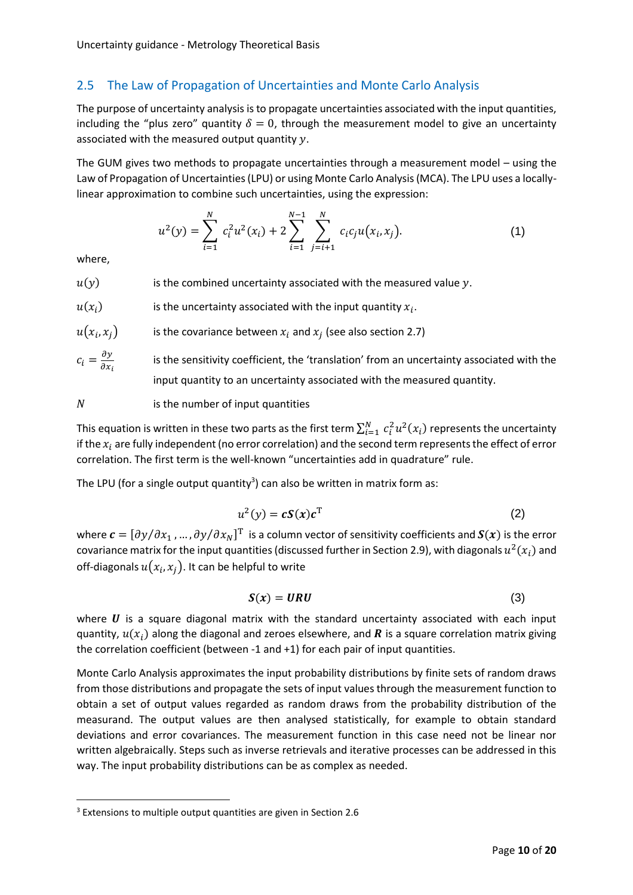## 2.5 The Law of Propagation of Uncertainties and Monte Carlo Analysis

The purpose of uncertainty analysis is to propagate uncertainties associated with the input quantities, including the "plus zero" quantity $\delta = 0$, through the measurement model to give an uncertainty associated with the measured output quantity $y$.

The GUM gives two methods to propagate uncertainties through a measurement model – using the Law of Propagation of Uncertainties (LPU) or using Monte Carlo Analysis (MCA). The LPU uses a locally-linear approximation to combine such uncertainties, using the expression:

$$u^2(y) = \sum_{i=1}^{N} c_i^2 u^2(x_i) + 2\sum_{i=1}^{N-1} \sum_{j=i+1}^{N} c_i c_j u(x_i, x_j). \tag{1}$$

where,

$u(y)$ is the combined uncertainty associated with the measured value $y$.

$u(x_i)$ is the uncertainty associated with the input quantity $x_i$.

$u(x_i, x_j)$ is the covariance between $x_i$ and $x_j$ (see also section 2.7)

$c_i = \frac{\partial y}{\partial x_i}$ is the sensitivity coefficient, the 'translation' from an uncertainty associated with the input quantity to an uncertainty associated with the measured quantity.

$N$ is the number of input quantities

This equation is written in these two parts as the first term $\sum_{i=1}^{N} c_i^2 u^2(x_i)$ represents the uncertainty if the $x_i$ are fully independent (no error correlation) and the second term represents the effect of error correlation. The first term is the well-known "uncertainties add in quadrature" rule.

The LPU (for a single output quantity[3]) can also be written in matrix form as:

$$u^2(y) = \boldsymbol{c}\boldsymbol{S}(\boldsymbol{x})\boldsymbol{c}^{\mathrm{T}} \tag{2}$$

where $\boldsymbol{c} = [\partial y/\partial x_1, \ldots, \partial y/\partial x_N]^{\mathrm{T}}$ is a column vector of sensitivity coefficients and $\boldsymbol{S}(\boldsymbol{x})$ is the error covariance matrix for the input quantities (discussed further in Section 2.9), with diagonals $u^2(x_i)$ and off-diagonals $u(x_i, x_j)$. It can be helpful to write

$$\boldsymbol{S}(\boldsymbol{x}) = \boldsymbol{URU} \tag{3}$$

where $\boldsymbol{U}$ is a square diagonal matrix with the standard uncertainty associated with each input quantity, $u(x_i)$ along the diagonal and zeroes elsewhere, and $\boldsymbol{R}$ is a square correlation matrix giving the correlation coefficient (between -1 and +1) for each pair of input quantities.

Monte Carlo Analysis approximates the input probability distributions by finite sets of random draws from those distributions and propagate the sets of input values through the measurement function to obtain a set of output values regarded as random draws from the probability distribution of the measurand. The output values are then analysed statistically, for example to obtain standard deviations and error covariances. The measurement function in this case need not be linear nor written algebraically. Steps such as inverse retrievals and iterative processes can be addressed in this way. The input probability distributions can be as complex as needed.

---

[3] Extensions to multiple output quantities are given in Section 2.6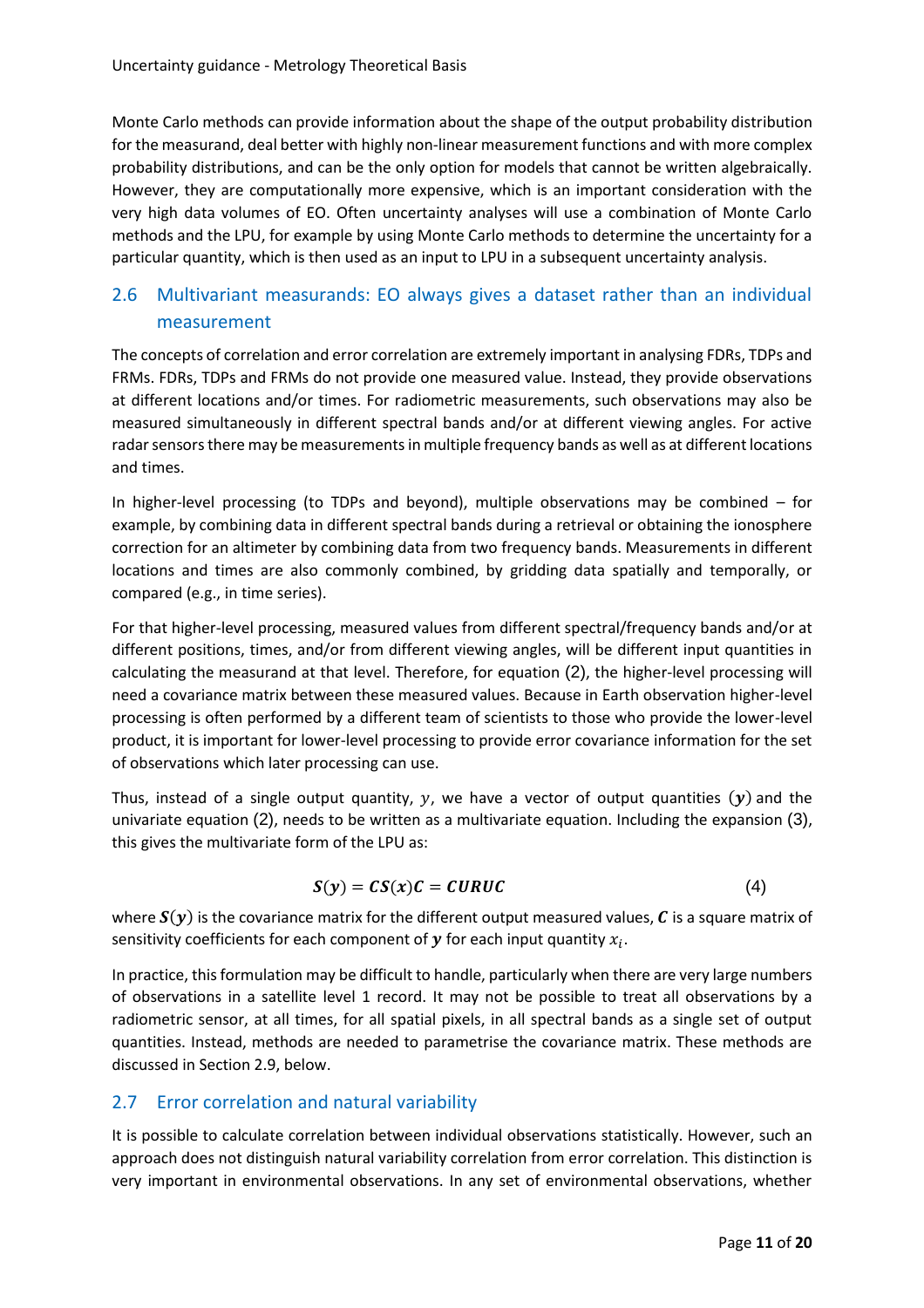Monte Carlo methods can provide information about the shape of the output probability distribution for the measurand, deal better with highly non-linear measurement functions and with more complex probability distributions, and can be the only option for models that cannot be written algebraically. However, they are computationally more expensive, which is an important consideration with the very high data volumes of EO. Often uncertainty analyses will use a combination of Monte Carlo methods and the LPU, for example by using Monte Carlo methods to determine the uncertainty for a particular quantity, which is then used as an input to LPU in a subsequent uncertainty analysis.

## 2.6 Multivariant measurands: EO always gives a dataset rather than an individual measurement

The concepts of correlation and error correlation are extremely important in analysing FDRs, TDPs and FRMs. FDRs, TDPs and FRMs do not provide one measured value. Instead, they provide observations at different locations and/or times. For radiometric measurements, such observations may also be measured simultaneously in different spectral bands and/or at different viewing angles. For active radar sensors there may be measurements in multiple frequency bands as well as at different locations and times.

In higher-level processing (to TDPs and beyond), multiple observations may be combined – for example, by combining data in different spectral bands during a retrieval or obtaining the ionosphere correction for an altimeter by combining data from two frequency bands. Measurements in different locations and times are also commonly combined, by gridding data spatially and temporally, or compared (e.g., in time series).

For that higher-level processing, measured values from different spectral/frequency bands and/or at different positions, times, and/or from different viewing angles, will be different input quantities in calculating the measurand at that level. Therefore, for equation (2), the higher-level processing will need a covariance matrix between these measured values. Because in Earth observation higher-level processing is often performed by a different team of scientists to those who provide the lower-level product, it is important for lower-level processing to provide error covariance information for the set of observations which later processing can use.

Thus, instead of a single output quantity, $y$, we have a vector of output quantities ($\boldsymbol{y}$) and the univariate equation (2), needs to be written as a multivariate equation. Including the expansion (3), this gives the multivariate form of the LPU as:

$$\boldsymbol{S}(\boldsymbol{y}) = \boldsymbol{C}\boldsymbol{S}(\boldsymbol{x})\boldsymbol{C} = \boldsymbol{C}\boldsymbol{U}\boldsymbol{R}\boldsymbol{U}\boldsymbol{C} \tag{4}$$

where $\boldsymbol{S}(\boldsymbol{y})$ is the covariance matrix for the different output measured values, $\boldsymbol{C}$ is a square matrix of sensitivity coefficients for each component of $\boldsymbol{y}$ for each input quantity $x_i$.

In practice, this formulation may be difficult to handle, particularly when there are very large numbers of observations in a satellite level 1 record. It may not be possible to treat all observations by a radiometric sensor, at all times, for all spatial pixels, in all spectral bands as a single set of output quantities. Instead, methods are needed to parametrise the covariance matrix. These methods are discussed in Section 2.9, below.

## 2.7 Error correlation and natural variability

It is possible to calculate correlation between individual observations statistically. However, such an approach does not distinguish natural variability correlation from error correlation. This distinction is very important in environmental observations. In any set of environmental observations, whether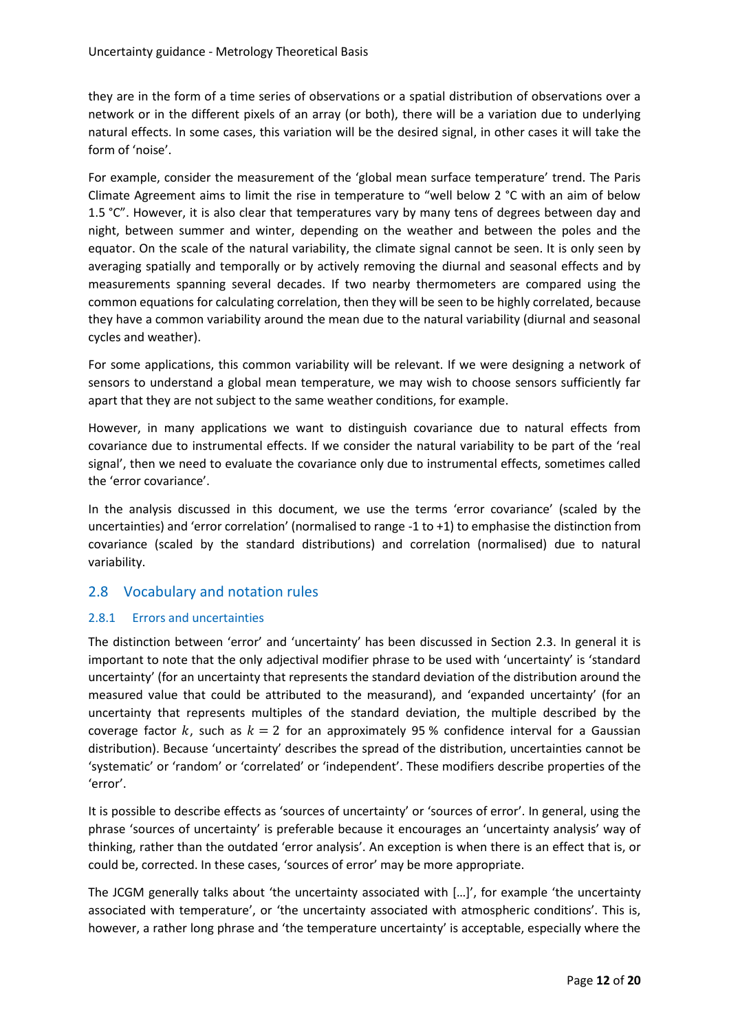they are in the form of a time series of observations or a spatial distribution of observations over a network or in the different pixels of an array (or both), there will be a variation due to underlying natural effects. In some cases, this variation will be the desired signal, in other cases it will take the form of 'noise'.

For example, consider the measurement of the 'global mean surface temperature' trend. The Paris Climate Agreement aims to limit the rise in temperature to "well below 2 °C with an aim of below 1.5 °C". However, it is also clear that temperatures vary by many tens of degrees between day and night, between summer and winter, depending on the weather and between the poles and the equator. On the scale of the natural variability, the climate signal cannot be seen. It is only seen by averaging spatially and temporally or by actively removing the diurnal and seasonal effects and by measurements spanning several decades. If two nearby thermometers are compared using the common equations for calculating correlation, then they will be seen to be highly correlated, because they have a common variability around the mean due to the natural variability (diurnal and seasonal cycles and weather).

For some applications, this common variability will be relevant. If we were designing a network of sensors to understand a global mean temperature, we may wish to choose sensors sufficiently far apart that they are not subject to the same weather conditions, for example.

However, in many applications we want to distinguish covariance due to natural effects from covariance due to instrumental effects. If we consider the natural variability to be part of the 'real signal', then we need to evaluate the covariance only due to instrumental effects, sometimes called the 'error covariance'.

In the analysis discussed in this document, we use the terms 'error covariance' (scaled by the uncertainties) and 'error correlation' (normalised to range -1 to +1) to emphasise the distinction from covariance (scaled by the standard distributions) and correlation (normalised) due to natural variability.

## 2.8 Vocabulary and notation rules

### 2.8.1 Errors and uncertainties

The distinction between 'error' and 'uncertainty' has been discussed in Section 2.3. In general it is important to note that the only adjectival modifier phrase to be used with 'uncertainty' is 'standard uncertainty' (for an uncertainty that represents the standard deviation of the distribution around the measured value that could be attributed to the measurand), and 'expanded uncertainty' (for an uncertainty that represents multiples of the standard deviation, the multiple described by the coverage factor $k$, such as $k = 2$ for an approximately 95 % confidence interval for a Gaussian distribution). Because 'uncertainty' describes the spread of the distribution, uncertainties cannot be 'systematic' or 'random' or 'correlated' or 'independent'. These modifiers describe properties of the 'error'.

It is possible to describe effects as 'sources of uncertainty' or 'sources of error'. In general, using the phrase 'sources of uncertainty' is preferable because it encourages an 'uncertainty analysis' way of thinking, rather than the outdated 'error analysis'. An exception is when there is an effect that is, or could be, corrected. In these cases, 'sources of error' may be more appropriate.

The JCGM generally talks about 'the uncertainty associated with […]', for example 'the uncertainty associated with temperature', or 'the uncertainty associated with atmospheric conditions'. This is, however, a rather long phrase and 'the temperature uncertainty' is acceptable, especially where the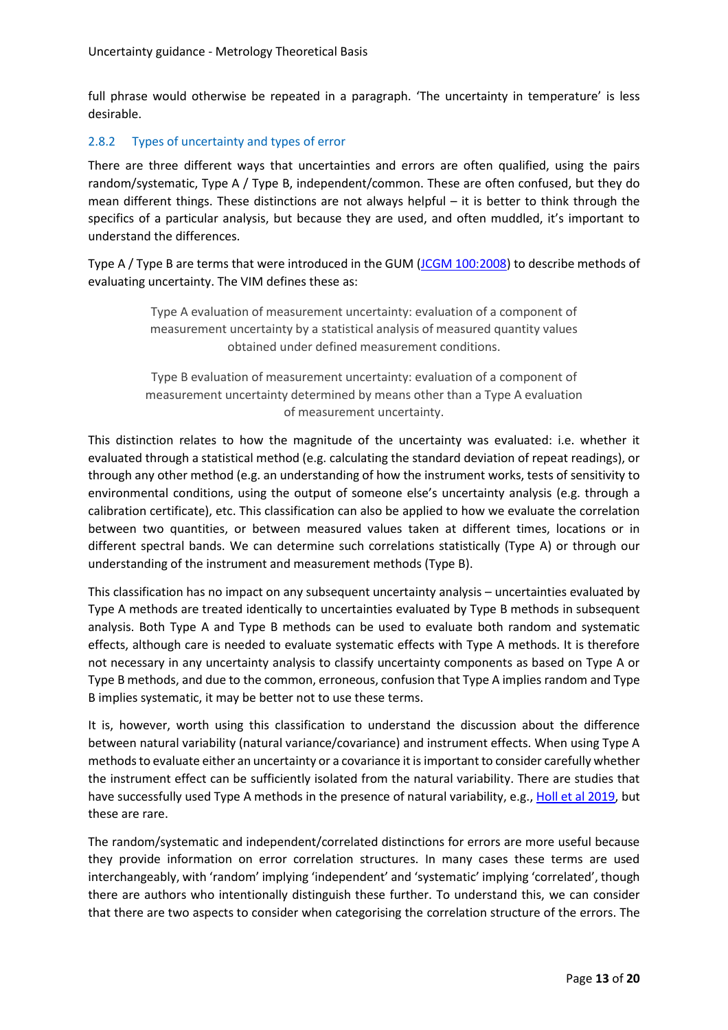full phrase would otherwise be repeated in a paragraph. 'The uncertainty in temperature' is less desirable.

### 2.8.2 Types of uncertainty and types of error

There are three different ways that uncertainties and errors are often qualified, using the pairs random/systematic, Type A / Type B, independent/common. These are often confused, but they do mean different things. These distinctions are not always helpful – it is better to think through the specifics of a particular analysis, but because they are used, and often muddled, it's important to understand the differences.

Type A / Type B are terms that were introduced in the GUM (JCGM 100:2008) to describe methods of evaluating uncertainty. The VIM defines these as:

> Type A evaluation of measurement uncertainty: evaluation of a component of measurement uncertainty by a statistical analysis of measured quantity values obtained under defined measurement conditions.

> Type B evaluation of measurement uncertainty: evaluation of a component of measurement uncertainty determined by means other than a Type A evaluation of measurement uncertainty.

This distinction relates to how the magnitude of the uncertainty was evaluated: i.e. whether it evaluated through a statistical method (e.g. calculating the standard deviation of repeat readings), or through any other method (e.g. an understanding of how the instrument works, tests of sensitivity to environmental conditions, using the output of someone else's uncertainty analysis (e.g. through a calibration certificate), etc. This classification can also be applied to how we evaluate the correlation between two quantities, or between measured values taken at different times, locations or in different spectral bands. We can determine such correlations statistically (Type A) or through our understanding of the instrument and measurement methods (Type B).

This classification has no impact on any subsequent uncertainty analysis – uncertainties evaluated by Type A methods are treated identically to uncertainties evaluated by Type B methods in subsequent analysis. Both Type A and Type B methods can be used to evaluate both random and systematic effects, although care is needed to evaluate systematic effects with Type A methods. It is therefore not necessary in any uncertainty analysis to classify uncertainty components as based on Type A or Type B methods, and due to the common, erroneous, confusion that Type A implies random and Type B implies systematic, it may be better not to use these terms.

It is, however, worth using this classification to understand the discussion about the difference between natural variability (natural variance/covariance) and instrument effects. When using Type A methods to evaluate either an uncertainty or a covariance it is important to consider carefully whether the instrument effect can be sufficiently isolated from the natural variability. There are studies that have successfully used Type A methods in the presence of natural variability, e.g., Holl et al 2019, but these are rare.

The random/systematic and independent/correlated distinctions for errors are more useful because they provide information on error correlation structures. In many cases these terms are used interchangeably, with 'random' implying 'independent' and 'systematic' implying 'correlated', though there are authors who intentionally distinguish these further. To understand this, we can consider that there are two aspects to consider when categorising the correlation structure of the errors. The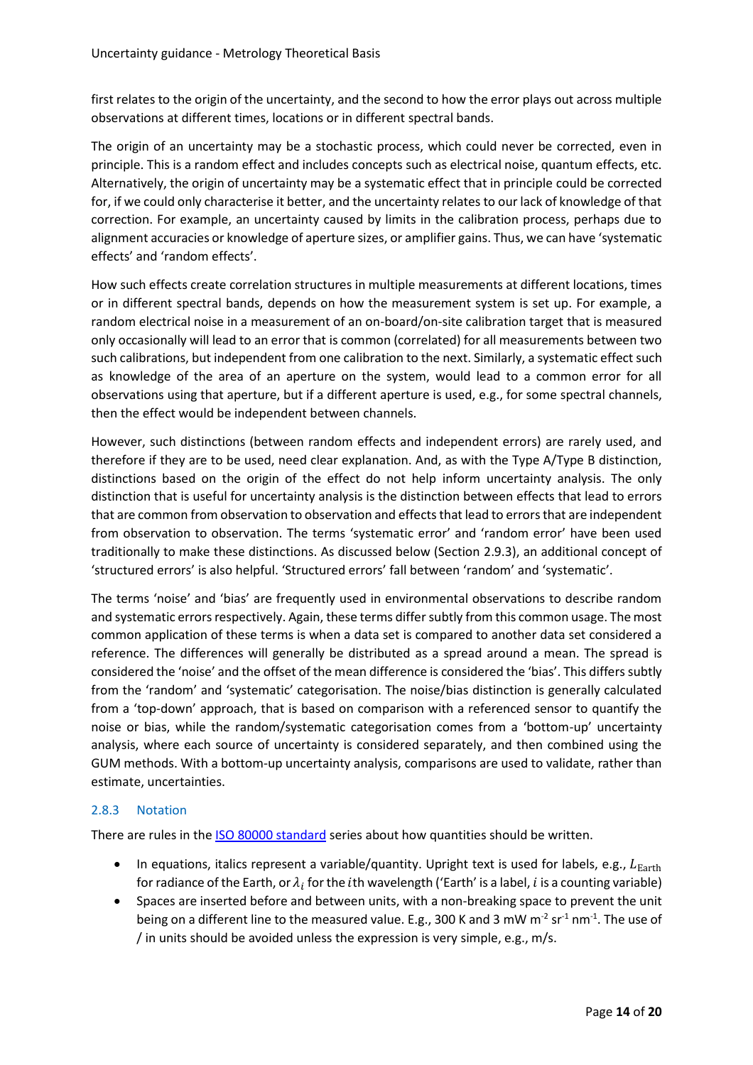first relates to the origin of the uncertainty, and the second to how the error plays out across multiple observations at different times, locations or in different spectral bands.

The origin of an uncertainty may be a stochastic process, which could never be corrected, even in principle. This is a random effect and includes concepts such as electrical noise, quantum effects, etc. Alternatively, the origin of uncertainty may be a systematic effect that in principle could be corrected for, if we could only characterise it better, and the uncertainty relates to our lack of knowledge of that correction. For example, an uncertainty caused by limits in the calibration process, perhaps due to alignment accuracies or knowledge of aperture sizes, or amplifier gains. Thus, we can have 'systematic effects' and 'random effects'.

How such effects create correlation structures in multiple measurements at different locations, times or in different spectral bands, depends on how the measurement system is set up. For example, a random electrical noise in a measurement of an on-board/on-site calibration target that is measured only occasionally will lead to an error that is common (correlated) for all measurements between two such calibrations, but independent from one calibration to the next. Similarly, a systematic effect such as knowledge of the area of an aperture on the system, would lead to a common error for all observations using that aperture, but if a different aperture is used, e.g., for some spectral channels, then the effect would be independent between channels.

However, such distinctions (between random effects and independent errors) are rarely used, and therefore if they are to be used, need clear explanation. And, as with the Type A/Type B distinction, distinctions based on the origin of the effect do not help inform uncertainty analysis. The only distinction that is useful for uncertainty analysis is the distinction between effects that lead to errors that are common from observation to observation and effects that lead to errors that are independent from observation to observation. The terms 'systematic error' and 'random error' have been used traditionally to make these distinctions. As discussed below (Section 2.9.3), an additional concept of 'structured errors' is also helpful. 'Structured errors' fall between 'random' and 'systematic'.

The terms 'noise' and 'bias' are frequently used in environmental observations to describe random and systematic errors respectively. Again, these terms differ subtly from this common usage. The most common application of these terms is when a data set is compared to another data set considered a reference. The differences will generally be distributed as a spread around a mean. The spread is considered the 'noise' and the offset of the mean difference is considered the 'bias'. This differs subtly from the 'random' and 'systematic' categorisation. The noise/bias distinction is generally calculated from a 'top-down' approach, that is based on comparison with a referenced sensor to quantify the noise or bias, while the random/systematic categorisation comes from a 'bottom-up' uncertainty analysis, where each source of uncertainty is considered separately, and then combined using the GUM methods. With a bottom-up uncertainty analysis, comparisons are used to validate, rather than estimate, uncertainties.

### 2.8.3 Notation

There are rules in the ISO 80000 standard series about how quantities should be written.

- In equations, italics represent a variable/quantity. Upright text is used for labels, e.g., $L_{\mathrm{Earth}}$ for radiance of the Earth, or $\lambda_i$ for the $i$th wavelength ('Earth' is a label, $i$ is a counting variable)
- Spaces are inserted before and between units, with a non-breaking space to prevent the unit being on a different line to the measured value. E.g., 300 K and 3 mW m$^{-2}$ sr$^{-1}$ nm$^{-1}$. The use of / in units should be avoided unless the expression is very simple, e.g., m/s.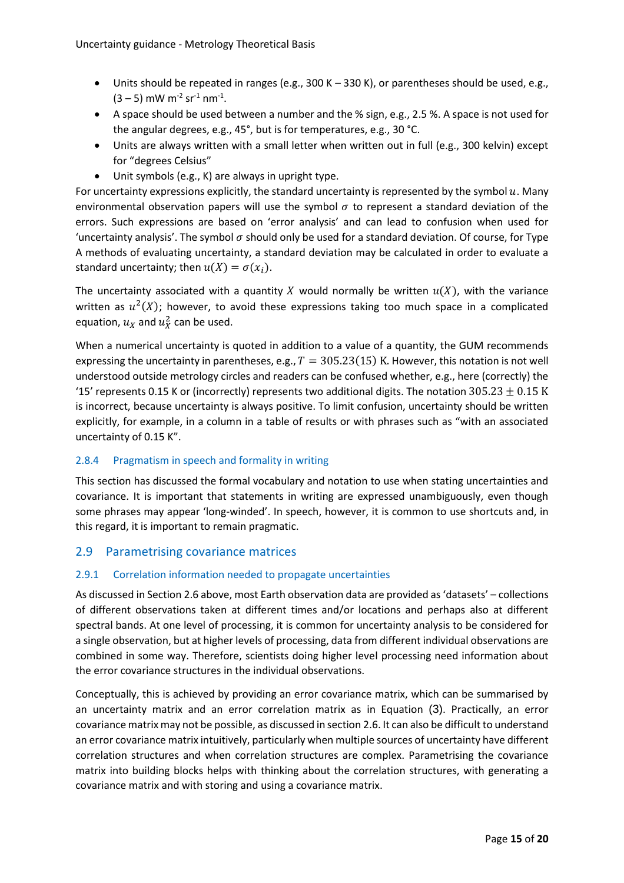- Units should be repeated in ranges (e.g., 300 K – 330 K), or parentheses should be used, e.g., (3 – 5) mW m$^{-2}$ sr$^{-1}$ nm$^{-1}$.
- A space should be used between a number and the % sign, e.g., 2.5 %. A space is not used for the angular degrees, e.g., 45°, but is for temperatures, e.g., 30 °C.
- Units are always written with a small letter when written out in full (e.g., 300 kelvin) except for "degrees Celsius"
- Unit symbols (e.g., K) are always in upright type.

For uncertainty expressions explicitly, the standard uncertainty is represented by the symbol $u$. Many environmental observation papers will use the symbol $\sigma$ to represent a standard deviation of the errors. Such expressions are based on 'error analysis' and can lead to confusion when used for 'uncertainty analysis'. The symbol $\sigma$ should only be used for a standard deviation. Of course, for Type A methods of evaluating uncertainty, a standard deviation may be calculated in order to evaluate a standard uncertainty; then $u(X) = \sigma(x_i)$.

The uncertainty associated with a quantity $X$ would normally be written $u(X)$, with the variance written as $u^2(X)$; however, to avoid these expressions taking too much space in a complicated equation, $u_X$ and $u_X^2$ can be used.

When a numerical uncertainty is quoted in addition to a value of a quantity, the GUM recommends expressing the uncertainty in parentheses, e.g., $T = 305.23(15)$ K. However, this notation is not well understood outside metrology circles and readers can be confused whether, e.g., here (correctly) the '15' represents 0.15 K or (incorrectly) represents two additional digits. The notation $305.23 \pm 0.15$ K is incorrect, because uncertainty is always positive. To limit confusion, uncertainty should be written explicitly, for example, in a column in a table of results or with phrases such as "with an associated uncertainty of 0.15 K".

### 2.8.4 Pragmatism in speech and formality in writing

This section has discussed the formal vocabulary and notation to use when stating uncertainties and covariance. It is important that statements in writing are expressed unambiguously, even though some phrases may appear 'long-winded'. In speech, however, it is common to use shortcuts and, in this regard, it is important to remain pragmatic.

## 2.9 Parametrising covariance matrices

### 2.9.1 Correlation information needed to propagate uncertainties

As discussed in Section 2.6 above, most Earth observation data are provided as 'datasets' – collections of different observations taken at different times and/or locations and perhaps also at different spectral bands. At one level of processing, it is common for uncertainty analysis to be considered for a single observation, but at higher levels of processing, data from different individual observations are combined in some way. Therefore, scientists doing higher level processing need information about the error covariance structures in the individual observations.

Conceptually, this is achieved by providing an error covariance matrix, which can be summarised by an uncertainty matrix and an error correlation matrix as in Equation (3). Practically, an error covariance matrix may not be possible, as discussed in section 2.6. It can also be difficult to understand an error covariance matrix intuitively, particularly when multiple sources of uncertainty have different correlation structures and when correlation structures are complex. Parametrising the covariance matrix into building blocks helps with thinking about the correlation structures, with generating a covariance matrix and with storing and using a covariance matrix.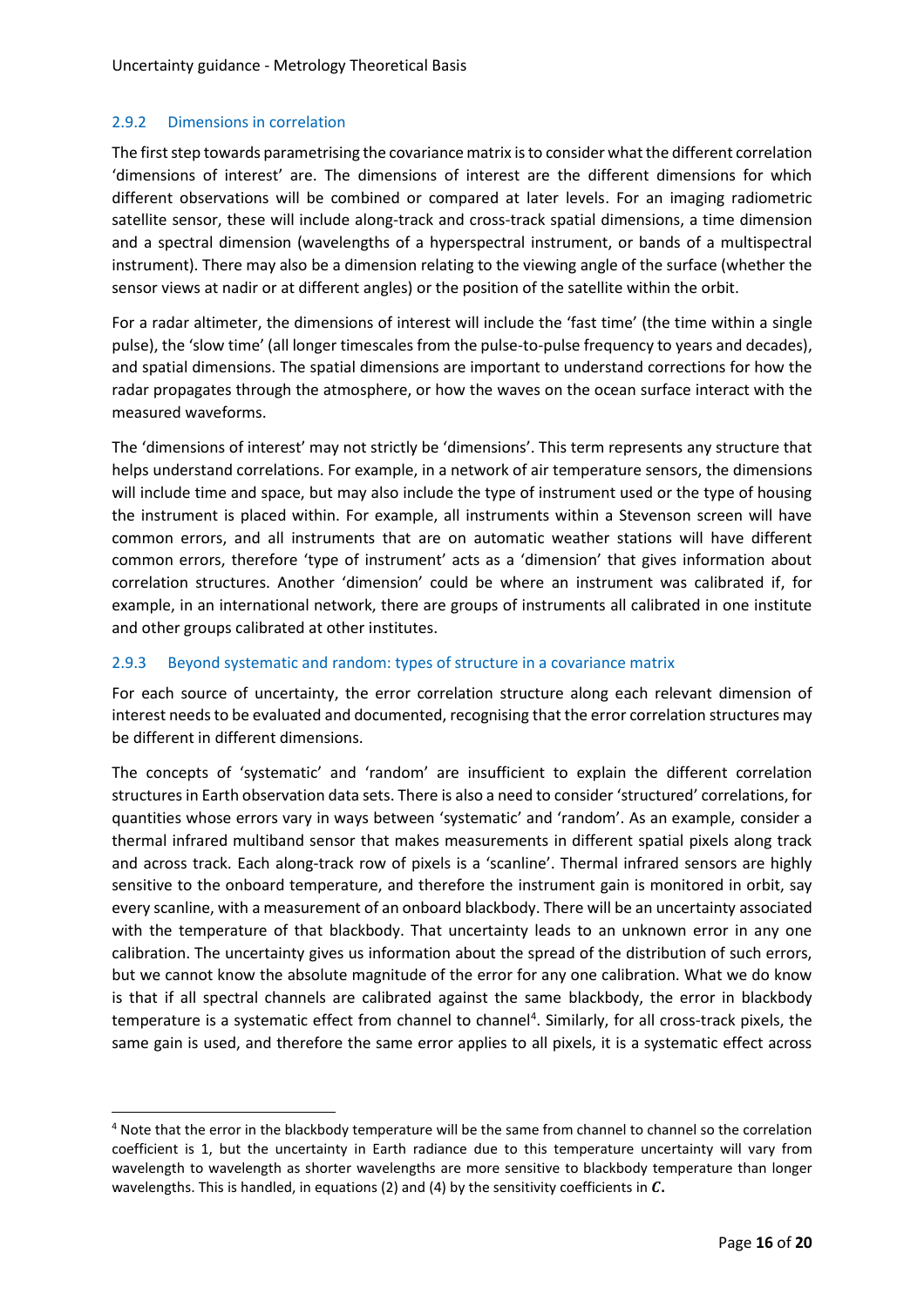### 2.9.2 Dimensions in correlation

The first step towards parametrising the covariance matrix is to consider what the different correlation 'dimensions of interest' are. The dimensions of interest are the different dimensions for which different observations will be combined or compared at later levels. For an imaging radiometric satellite sensor, these will include along-track and cross-track spatial dimensions, a time dimension and a spectral dimension (wavelengths of a hyperspectral instrument, or bands of a multispectral instrument). There may also be a dimension relating to the viewing angle of the surface (whether the sensor views at nadir or at different angles) or the position of the satellite within the orbit.

For a radar altimeter, the dimensions of interest will include the 'fast time' (the time within a single pulse), the 'slow time' (all longer timescales from the pulse-to-pulse frequency to years and decades), and spatial dimensions. The spatial dimensions are important to understand corrections for how the radar propagates through the atmosphere, or how the waves on the ocean surface interact with the measured waveforms.

The 'dimensions of interest' may not strictly be 'dimensions'. This term represents any structure that helps understand correlations. For example, in a network of air temperature sensors, the dimensions will include time and space, but may also include the type of instrument used or the type of housing the instrument is placed within. For example, all instruments within a Stevenson screen will have common errors, and all instruments that are on automatic weather stations will have different common errors, therefore 'type of instrument' acts as a 'dimension' that gives information about correlation structures. Another 'dimension' could be where an instrument was calibrated if, for example, in an international network, there are groups of instruments all calibrated in one institute and other groups calibrated at other institutes.

### 2.9.3 Beyond systematic and random: types of structure in a covariance matrix

For each source of uncertainty, the error correlation structure along each relevant dimension of interest needs to be evaluated and documented, recognising that the error correlation structures may be different in different dimensions.

The concepts of 'systematic' and 'random' are insufficient to explain the different correlation structures in Earth observation data sets. There is also a need to consider 'structured' correlations, for quantities whose errors vary in ways between 'systematic' and 'random'. As an example, consider a thermal infrared multiband sensor that makes measurements in different spatial pixels along track and across track. Each along-track row of pixels is a 'scanline'. Thermal infrared sensors are highly sensitive to the onboard temperature, and therefore the instrument gain is monitored in orbit, say every scanline, with a measurement of an onboard blackbody. There will be an uncertainty associated with the temperature of that blackbody. That uncertainty leads to an unknown error in any one calibration. The uncertainty gives us information about the spread of the distribution of such errors, but we cannot know the absolute magnitude of the error for any one calibration. What we do know is that if all spectral channels are calibrated against the same blackbody, the error in blackbody temperature is a systematic effect from channel to channel[4]. Similarly, for all cross-track pixels, the same gain is used, and therefore the same error applies to all pixels, it is a systematic effect across

[4] Note that the error in the blackbody temperature will be the same from channel to channel so the correlation coefficient is 1, but the uncertainty in Earth radiance due to this temperature uncertainty will vary from wavelength to wavelength as shorter wavelengths are more sensitive to blackbody temperature than longer wavelengths. This is handled, in equations (2) and (4) by the sensitivity coefficients in $\boldsymbol{C}$.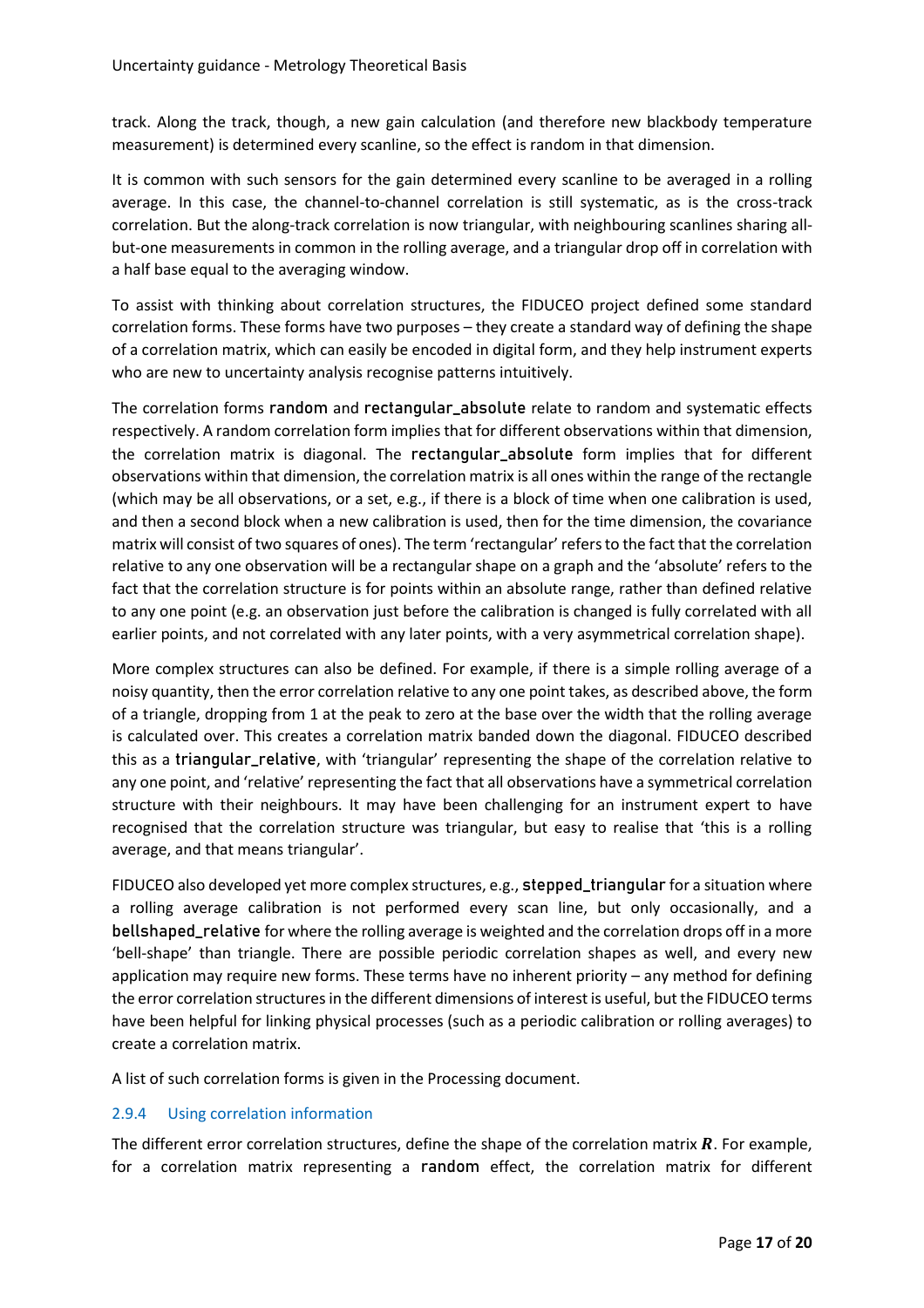track. Along the track, though, a new gain calculation (and therefore new blackbody temperature measurement) is determined every scanline, so the effect is random in that dimension.

It is common with such sensors for the gain determined every scanline to be averaged in a rolling average. In this case, the channel-to-channel correlation is still systematic, as is the cross-track correlation. But the along-track correlation is now triangular, with neighbouring scanlines sharing all-but-one measurements in common in the rolling average, and a triangular drop off in correlation with a half base equal to the averaging window.

To assist with thinking about correlation structures, the FIDUCEO project defined some standard correlation forms. These forms have two purposes – they create a standard way of defining the shape of a correlation matrix, which can easily be encoded in digital form, and they help instrument experts who are new to uncertainty analysis recognise patterns intuitively.

The correlation forms random and rectangular_absolute relate to random and systematic effects respectively. A random correlation form implies that for different observations within that dimension, the correlation matrix is diagonal. The rectangular_absolute form implies that for different observations within that dimension, the correlation matrix is all ones within the range of the rectangle (which may be all observations, or a set, e.g., if there is a block of time when one calibration is used, and then a second block when a new calibration is used, then for the time dimension, the covariance matrix will consist of two squares of ones). The term 'rectangular' refers to the fact that the correlation relative to any one observation will be a rectangular shape on a graph and the 'absolute' refers to the fact that the correlation structure is for points within an absolute range, rather than defined relative to any one point (e.g. an observation just before the calibration is changed is fully correlated with all earlier points, and not correlated with any later points, with a very asymmetrical correlation shape).

More complex structures can also be defined. For example, if there is a simple rolling average of a noisy quantity, then the error correlation relative to any one point takes, as described above, the form of a triangle, dropping from 1 at the peak to zero at the base over the width that the rolling average is calculated over. This creates a correlation matrix banded down the diagonal. FIDUCEO described this as a triangular_relative, with 'triangular' representing the shape of the correlation relative to any one point, and 'relative' representing the fact that all observations have a symmetrical correlation structure with their neighbours. It may have been challenging for an instrument expert to have recognised that the correlation structure was triangular, but easy to realise that 'this is a rolling average, and that means triangular'.

FIDUCEO also developed yet more complex structures, e.g., stepped_triangular for a situation where a rolling average calibration is not performed every scan line, but only occasionally, and a bellshaped_relative for where the rolling average is weighted and the correlation drops off in a more 'bell-shape' than triangle. There are possible periodic correlation shapes as well, and every new application may require new forms. These terms have no inherent priority – any method for defining the error correlation structures in the different dimensions of interest is useful, but the FIDUCEO terms have been helpful for linking physical processes (such as a periodic calibration or rolling averages) to create a correlation matrix.

A list of such correlation forms is given in the Processing document.

### 2.9.4 Using correlation information

The different error correlation structures, define the shape of the correlation matrix $\boldsymbol{R}$. For example, for a correlation matrix representing a random effect, the correlation matrix for different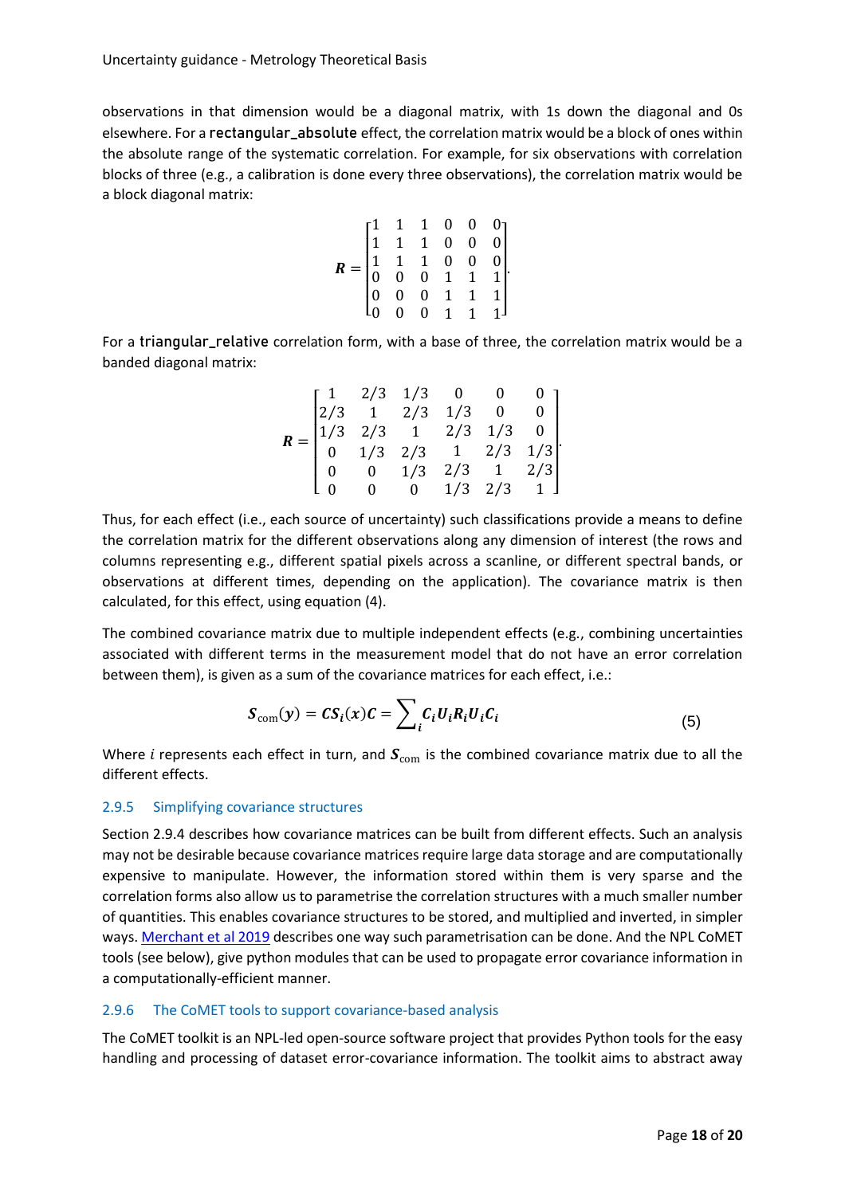observations in that dimension would be a diagonal matrix, with 1s down the diagonal and 0s elsewhere. For a rectangular_absolute effect, the correlation matrix would be a block of ones within the absolute range of the systematic correlation. For example, for six observations with correlation blocks of three (e.g., a calibration is done every three observations), the correlation matrix would be a block diagonal matrix:

$$\boldsymbol{R} = \begin{bmatrix} 1 & 1 & 1 & 0 & 0 & 0 \\ 1 & 1 & 1 & 0 & 0 & 0 \\ 1 & 1 & 1 & 0 & 0 & 0 \\ 0 & 0 & 0 & 1 & 1 & 1 \\ 0 & 0 & 0 & 1 & 1 & 1 \\ 0 & 0 & 0 & 1 & 1 & 1 \end{bmatrix}.$$

For a triangular_relative correlation form, with a base of three, the correlation matrix would be a banded diagonal matrix:

$$\boldsymbol{R} = \begin{bmatrix} 1 & 2/3 & 1/3 & 0 & 0 & 0 \\ 2/3 & 1 & 2/3 & 1/3 & 0 & 0 \\ 1/3 & 2/3 & 1 & 2/3 & 1/3 & 0 \\ 0 & 1/3 & 2/3 & 1 & 2/3 & 1/3 \\ 0 & 0 & 1/3 & 2/3 & 1 & 2/3 \\ 0 & 0 & 0 & 1/3 & 2/3 & 1 \end{bmatrix}.$$

Thus, for each effect (i.e., each source of uncertainty) such classifications provide a means to define the correlation matrix for the different observations along any dimension of interest (the rows and columns representing e.g., different spatial pixels across a scanline, or different spectral bands, or observations at different times, depending on the application). The covariance matrix is then calculated, for this effect, using equation (4).

The combined covariance matrix due to multiple independent effects (e.g., combining uncertainties associated with different terms in the measurement model that do not have an error correlation between them), is given as a sum of the covariance matrices for each effect, i.e.:

$$\boldsymbol{S}_{\mathrm{com}}(\boldsymbol{y}) = \boldsymbol{C}\boldsymbol{S}_i(\boldsymbol{x})\boldsymbol{C} = \sum_i \boldsymbol{C}_i \boldsymbol{U}_i \boldsymbol{R}_i \boldsymbol{U}_i \boldsymbol{C}_i \tag{5}$$

Where $i$ represents each effect in turn, and $\boldsymbol{S}_{\mathrm{com}}$ is the combined covariance matrix due to all the different effects.

### 2.9.5 Simplifying covariance structures

Section 2.9.4 describes how covariance matrices can be built from different effects. Such an analysis may not be desirable because covariance matrices require large data storage and are computationally expensive to manipulate. However, the information stored within them is very sparse and the correlation forms also allow us to parametrise the correlation structures with a much smaller number of quantities. This enables covariance structures to be stored, and multiplied and inverted, in simpler ways. Merchant et al 2019 describes one way such parametrisation can be done. And the NPL CoMET tools (see below), give python modules that can be used to propagate error covariance information in a computationally-efficient manner.

### 2.9.6 The CoMET tools to support covariance-based analysis

The CoMET toolkit is an NPL-led open-source software project that provides Python tools for the easy handling and processing of dataset error-covariance information. The toolkit aims to abstract away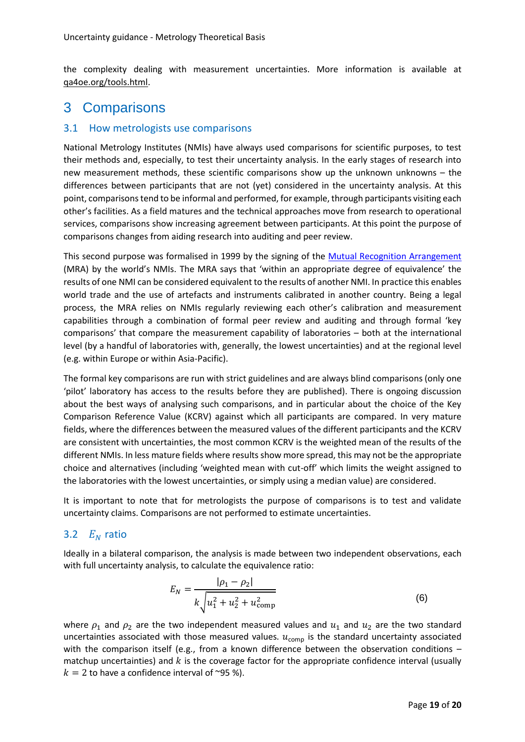the complexity dealing with measurement uncertainties. More information is available at qa4oe.org/tools.html.

# 3 Comparisons

## 3.1 How metrologists use comparisons

National Metrology Institutes (NMIs) have always used comparisons for scientific purposes, to test their methods and, especially, to test their uncertainty analysis. In the early stages of research into new measurement methods, these scientific comparisons show up the unknown unknowns – the differences between participants that are not (yet) considered in the uncertainty analysis. At this point, comparisons tend to be informal and performed, for example, through participants visiting each other's facilities. As a field matures and the technical approaches move from research to operational services, comparisons show increasing agreement between participants. At this point the purpose of comparisons changes from aiding research into auditing and peer review.

This second purpose was formalised in 1999 by the signing of the Mutual Recognition Arrangement (MRA) by the world's NMIs. The MRA says that 'within an appropriate degree of equivalence' the results of one NMI can be considered equivalent to the results of another NMI. In practice this enables world trade and the use of artefacts and instruments calibrated in another country. Being a legal process, the MRA relies on NMIs regularly reviewing each other's calibration and measurement capabilities through a combination of formal peer review and auditing and through formal 'key comparisons' that compare the measurement capability of laboratories – both at the international level (by a handful of laboratories with, generally, the lowest uncertainties) and at the regional level (e.g. within Europe or within Asia-Pacific).

The formal key comparisons are run with strict guidelines and are always blind comparisons (only one 'pilot' laboratory has access to the results before they are published). There is ongoing discussion about the best ways of analysing such comparisons, and in particular about the choice of the Key Comparison Reference Value (KCRV) against which all participants are compared. In very mature fields, where the differences between the measured values of the different participants and the KCRV are consistent with uncertainties, the most common KCRV is the weighted mean of the results of the different NMIs. In less mature fields where results show more spread, this may not be the appropriate choice and alternatives (including 'weighted mean with cut-off' which limits the weight assigned to the laboratories with the lowest uncertainties, or simply using a median value) are considered.

It is important to note that for metrologists the purpose of comparisons is to test and validate uncertainty claims. Comparisons are not performed to estimate uncertainties.

## 3.2 $E_N$ ratio

Ideally in a bilateral comparison, the analysis is made between two independent observations, each with full uncertainty analysis, to calculate the equivalence ratio:

$$E_N = \frac{|\rho_1 - \rho_2|}{k\sqrt{u_1^2 + u_2^2 + u_{\text{comp}}^2}} \tag{6}$$

where $\rho_1$ and $\rho_2$ are the two independent measured values and $u_1$ and $u_2$ are the two standard uncertainties associated with those measured values. $u_{\text{comp}}$ is the standard uncertainty associated with the comparison itself (e.g., from a known difference between the observation conditions – matchup uncertainties) and $k$ is the coverage factor for the appropriate confidence interval (usually $k = 2$ to have a confidence interval of ~95 %).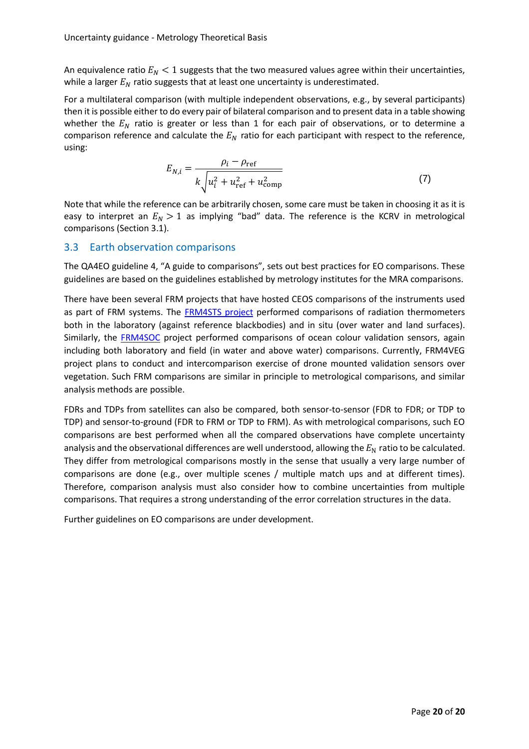An equivalence ratio $E_N < 1$ suggests that the two measured values agree within their uncertainties, while a larger $E_N$ ratio suggests that at least one uncertainty is underestimated.

For a multilateral comparison (with multiple independent observations, e.g., by several participants) then it is possible either to do every pair of bilateral comparison and to present data in a table showing whether the $E_N$ ratio is greater or less than 1 for each pair of observations, or to determine a comparison reference and calculate the $E_N$ ratio for each participant with respect to the reference, using:

$$E_{N,i} = \frac{\rho_i - \rho_{\text{ref}}}{k\sqrt{u_i^2 + u_{\text{ref}}^2 + u_{\text{comp}}^2}} \tag{7}$$

Note that while the reference can be arbitrarily chosen, some care must be taken in choosing it as it is easy to interpret an $E_N > 1$ as implying "bad" data. The reference is the KCRV in metrological comparisons (Section 3.1).

## 3.3 Earth observation comparisons

The QA4EO guideline 4, "A guide to comparisons", sets out best practices for EO comparisons. These guidelines are based on the guidelines established by metrology institutes for the MRA comparisons.

There have been several FRM projects that have hosted CEOS comparisons of the instruments used as part of FRM systems. The FRM4STS project performed comparisons of radiation thermometers both in the laboratory (against reference blackbodies) and in situ (over water and land surfaces). Similarly, the FRM4SOC project performed comparisons of ocean colour validation sensors, again including both laboratory and field (in water and above water) comparisons. Currently, FRM4VEG project plans to conduct and intercomparison exercise of drone mounted validation sensors over vegetation. Such FRM comparisons are similar in principle to metrological comparisons, and similar analysis methods are possible.

FDRs and TDPs from satellites can also be compared, both sensor-to-sensor (FDR to FDR; or TDP to TDP) and sensor-to-ground (FDR to FRM or TDP to FRM). As with metrological comparisons, such EO comparisons are best performed when all the compared observations have complete uncertainty analysis and the observational differences are well understood, allowing the $E_{\text{N}}$ ratio to be calculated. They differ from metrological comparisons mostly in the sense that usually a very large number of comparisons are done (e.g., over multiple scenes / multiple match ups and at different times). Therefore, comparison analysis must also consider how to combine uncertainties from multiple comparisons. That requires a strong understanding of the error correlation structures in the data.

Further guidelines on EO comparisons are under development.